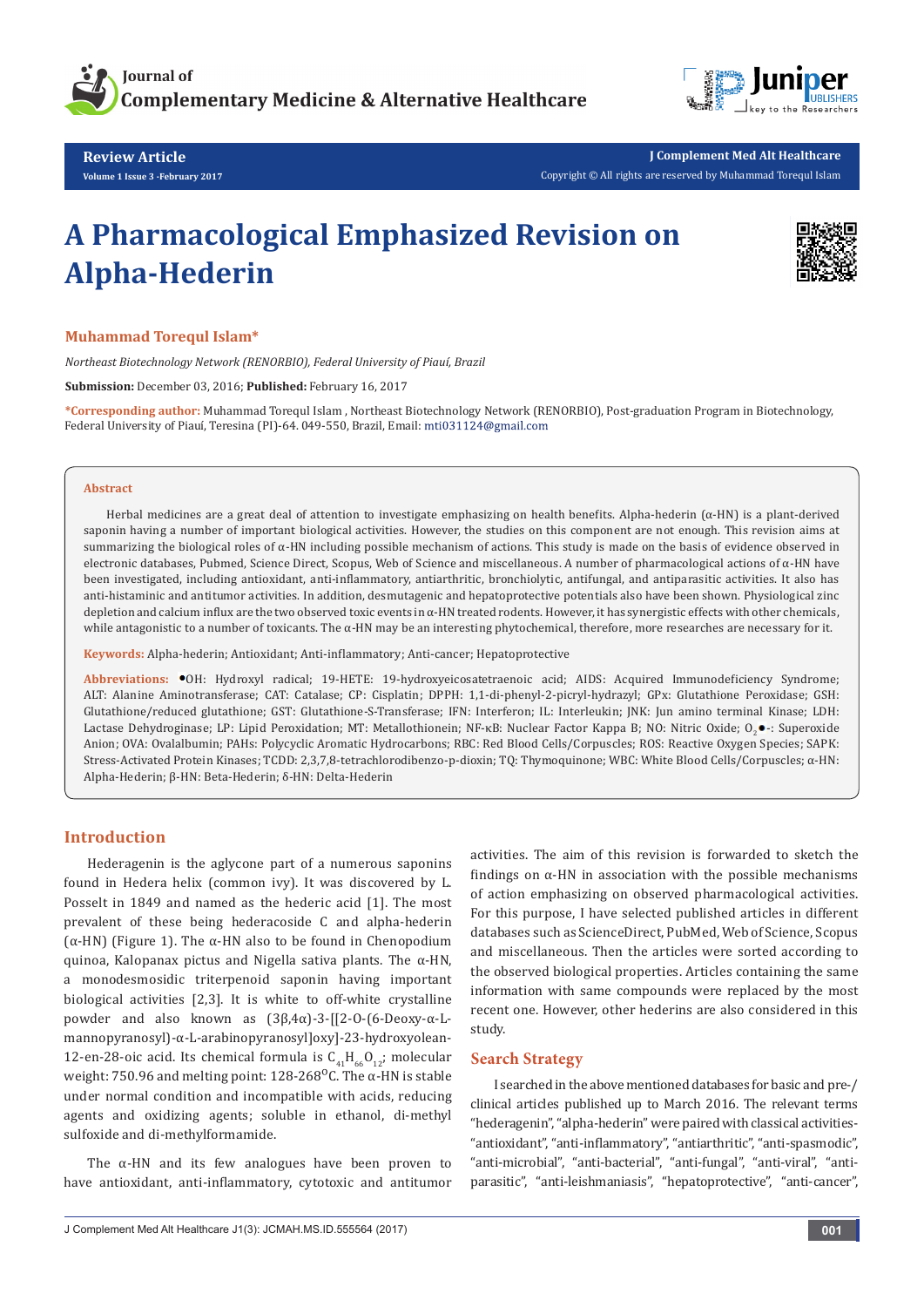Review Article

# A Pharmacological Emphasized Revision on Alpha-Hederin

**Muhammad Torequl Islam***

*Northeast Biotechnology Network (RENORBIO), Federal University of Piauí, Brazil*

**Submission:** December 03, 2016; **Published:** February 16, 2017

***Corresponding author:** Muhammad Torequl Islam , Northeast Biotechnology Network (RENORBIO), Post-graduation Program in Biotechnology, Federal University of Piauí, Teresina (PI)-64. 049-550, Brazil, Email: mti031124@gmail.com

## Abstract

Herbal medicines are a great deal of attention to investigate emphasizing on health benefits. Alpha-hederin (α-HN) is a plant-derived saponin having a number of important biological activities. However, the studies on this component are not enough. This revision aims at summarizing the biological roles of α-HN including possible mechanism of actions. This study is made on the basis of evidence observed in electronic databases, Pubmed, Science Direct, Scopus, Web of Science and miscellaneous. A number of pharmacological actions of α-HN have been investigated, including antioxidant, anti-inflammatory, antiarthritic, bronchiolytic, antifungal, and antiparasitic activities. It also has anti-histaminic and antitumor activities. In addition, desmutagenic and hepatoprotective potentials also have been shown. Physiological zinc depletion and calcium influx are the two observed toxic events in α-HN treated rodents. However, it has synergistic effects with other chemicals, while antagonistic to a number of toxicants. The α-HN may be an interesting phytochemical, therefore, more researches are necessary for it.

**Keywords:** Alpha-hederin; Antioxidant; Anti-inflammatory; Anti-cancer; Hepatoprotective

**Abbreviations:** •OH: Hydroxyl radical; 19-HETE: 19-hydroxyeicosatetraenoic acid; AIDS: Acquired Immunodeficiency Syndrome; ALT: Alanine Aminotransferase; CAT: Catalase; CP: Cisplatin; DPPH: 1,1-di-phenyl-2-picryl-hydrazyl; GPx: Glutathione Peroxidase; GSH: Glutathione/reduced glutathione; GST: Glutathione-S-Transferase; IFN: Interferon; IL: Interleukin; JNK: Jun amino terminal Kinase; LDH: Lactase Dehydroginase; LP: Lipid Peroxidation; MT: Metallothionein; NF-κB: Nuclear Factor Kappa B; NO: Nitric Oxide; $O_2$•-: Superoxide Anion; OVA: Ovalalbumin; PAHs: Polycyclic Aromatic Hydrocarbons; RBC: Red Blood Cells/Corpuscles; ROS: Reactive Oxygen Species; SAPK: Stress-Activated Protein Kinases; TCDD: 2,3,7,8-tetrachlorodibenzo-p-dioxin; TQ: Thymoquinone; WBC: White Blood Cells/Corpuscles; α-HN: Alpha-Hederin; β-HN: Beta-Hederin; δ-HN: Delta-Hederin

## Introduction

Hederagenin is the aglycone part of a numerous saponins found in Hedera helix (common ivy). It was discovered by L. Posselt in 1849 and named as the hederic acid [1]. The most prevalent of these being hederacoside C and alpha-hederin (α-HN) (Figure 1). The α-HN also to be found in Chenopodium quinoa, Kalopanax pictus and Nigella sativa plants. The α-HN, a monodesmosidic triterpenoid saponin having important biological activities [2,3]. It is white to off-white crystalline powder and also known as (3β,4α)-3-[[2-O-(6-Deoxy-α-L-mannopyranosyl)-α-L-arabinopyranosyl]oxy]-23-hydroxyolean-12-en-28-oic acid. Its chemical formula is $C_{41}H_{66}O_{12}$; molecular weight: 750.96 and melting point: 128-268$^{O}$C. The α-HN is stable under normal condition and incompatible with acids, reducing agents and oxidizing agents; soluble in ethanol, di-methyl sulfoxide and di-methylformamide.

The α-HN and its few analogues have been proven to have antioxidant, anti-inflammatory, cytotoxic and antitumor activities. The aim of this revision is forwarded to sketch the findings on α-HN in association with the possible mechanisms of action emphasizing on observed pharmacological activities. For this purpose, I have selected published articles in different databases such as ScienceDirect, PubMed, Web of Science, Scopus and miscellaneous. Then the articles were sorted according to the observed biological properties. Articles containing the same information with same compounds were replaced by the most recent one. However, other hederins are also considered in this study.

## Search Strategy

I searched in the above mentioned databases for basic and pre-/clinical articles published up to March 2016. The relevant terms "hederagenin", "alpha-hederin" were paired with classical activities- "antioxidant", "anti-inflammatory", "antiarthritic", "anti-spasmodic", "anti-microbial", "anti-bacterial", "anti-fungal", "anti-viral", "anti-parasitic", "anti-leishmaniasis", "hepatoprotective", "anti-cancer",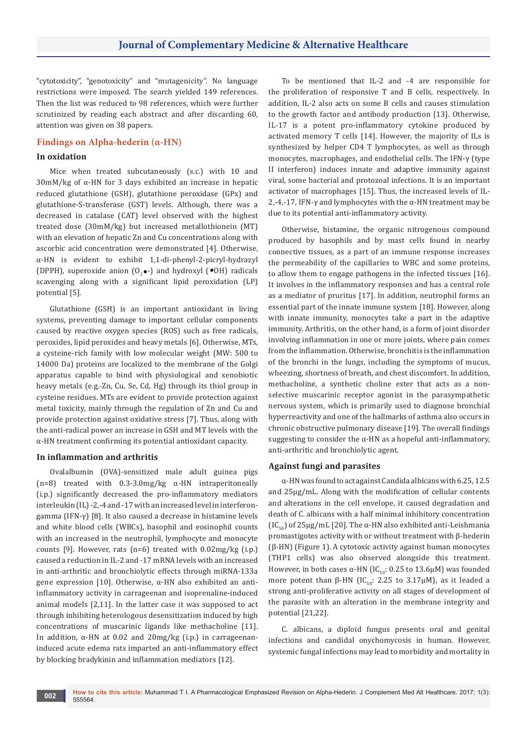"cytotoxicity", "genotoxicity" and "mutagenicity". No language restrictions were imposed. The search yielded 149 references. Then the list was reduced to 98 references, which were further scrutinized by reading each abstract and after discarding 60, attention was given on 38 papers.

## Findings on Alpha-hederin (α-HN)

### In oxidation

Mice when treated subcutaneously (s.c.) with 10 and 30mM/kg of α-HN for 3 days exhibited an increase in hepatic reduced glutathione (GSH), glutathione peroxidase (GPx) and glutathione-S-transferase (GST) levels. Although, there was a decreased in catalase (CAT) level observed with the highest treated dose (30mM/kg) but increased metallothionein (MT) with an elevation of hepatic Zn and Cu concentrations along with ascorbic acid concentration were demonstrated [4]. Otherwise, α-HN is evident to exhibit 1,1-di-phenyl-2-picryl-hydrazyl (DPPH), superoxide anion ($O_2$•-) and hydroxyl (•OH) radicals scavenging along with a significant lipid peroxidation (LP) potential [5].

Glutathione (GSH) is an important antioxidant in living systems, preventing damage to important cellular components caused by reactive oxygen species (ROS) such as free radicals, peroxides, lipid peroxides and heavy metals [6]. Otherwise, MTs, a cysteine-rich family with low molecular weight (MW: 500 to 14000 Da) proteins are localized to the membrane of the Golgi apparatus capable to bind with physiological and xenobiotic heavy metals (e.g.-Zn, Cu, Se, Cd, Hg) through its thiol group in cysteine residues. MTs are evident to provide protection against metal toxicity, mainly through the regulation of Zn and Cu and provide protection against oxidative stress [7]. Thus, along with the anti-radical power an increase in GSH and MT levels with the α-HN treatment confirming its potential antioxidant capacity.

### In inflammation and arthritis

Ovalalbumin (OVA)-sensitized male adult guinea pigs (n=8) treated with 0.3-3.0mg/kg α-HN intraperitoneally (i.p.) significantly decreased the pro-inflammatory mediators interleukin (IL) -2,-4 and -17 with an increased level in interferon-gamma (IFN-γ) [8]. It also caused a decrease in histamine levels and white blood cells (WBCs), basophil and eosinophil counts with an increased in the neutrophil, lymphocyte and monocyte counts [9]. However, rats (n=6) treated with 0.02mg/kg (i.p.) caused a reduction in IL-2 and -17 mRNA levels with an increased in anti-arthritic and bronchiolytic effects through miRNA-133a gene expression [10]. Otherwise, α-HN also exhibited an anti-inflammatory activity in carrageenan and isoprenaline-induced animal models [2,11]. In the latter case it was supposed to act through inhibiting heterologous desensitization induced by high concentrations of muscarinic ligands like methacholine [11]. In addition, α-HN at 0.02 and 20mg/kg (i.p.) in carrageenan-induced acute edema rats imparted an anti-inflammatory effect by blocking bradykinin and inflammation mediators [12].

To be mentioned that IL-2 and -4 are responsible for the proliferation of responsive T and B cells, respectively. In addition, IL-2 also acts on some B cells and causes stimulation to the growth factor and antibody production [13]. Otherwise, IL-17 is a potent pro-inflammatory cytokine produced by activated memory T cells [14]. However, the majority of ILs is synthesized by helper CD4 T lymphocytes, as well as through monocytes, macrophages, and endothelial cells. The IFN-γ (type II interferon) induces innate and adaptive immunity against viral, some bacterial and protozoal infections. It is an important activator of macrophages [15]. Thus, the increased levels of IL-2,-4,-17, IFN-γ and lymphocytes with the α-HN treatment may be due to its potential anti-inflammatory activity.

Otherwise, histamine, the organic nitrogenous compound produced by basophils and by mast cells found in nearby connective tissues, as a part of an immune response increases the permeability of the capillaries to WBC and some proteins, to allow them to engage pathogens in the infected tissues [16]. It involves in the inflammatory responses and has a central role as a mediator of pruritus [17]. In addition, neutrophil forms an essential part of the innate immune system [18]. However, along with innate immunity, monocytes take a part in the adaptive immunity. Arthritis, on the other hand, is a form of joint disorder involving inflammation in one or more joints, where pain comes from the inflammation. Otherwise, bronchitis is the inflammation of the bronchi in the lungs, including the symptoms of mucus, wheezing, shortness of breath, and chest discomfort. In addition, methacholine, a synthetic choline ester that acts as a non-selective muscarinic receptor agonist in the parasympathetic nervous system, which is primarily used to diagnose bronchial hyperreactivity and one of the hallmarks of asthma also occurs in chronic obstructive pulmonary disease [19]. The overall findings suggesting to consider the α-HN as a hopeful anti-inflammatory, anti-arthritic and bronchiolytic agent.

### Against fungi and parasites

α-HN was found to act against Candida albicans with 6.25, 12.5 and 25μg/mL. Along with the modification of cellular contents and alterations in the cell envelope, it caused degradation and death of C. albicans with a half minimal inhibitory concentration ($IC_{50}$) of 25μg/mL [20]. The α-HN also exhibited anti-Leishmania promastigotes activity with or without treatment with β-hederin (β-HN) (Figure 1). A cytotoxic activity against human monocytes (THP1 cells) was also observed alongside this treatment. However, in both cases α-HN ($IC_{50}$: 0.25 to 13.6μM) was founded more potent than β-HN ($IC_{50}$: 2.25 to 3.17μM), as it leaded a strong anti-proliferative activity on all stages of development of the parasite with an alteration in the membrane integrity and potential [21,22].

C. albicans, a diploid fungus presents oral and genital infections and candidal onychomycosis in human. However, systemic fungal infections may lead to morbidity and mortality in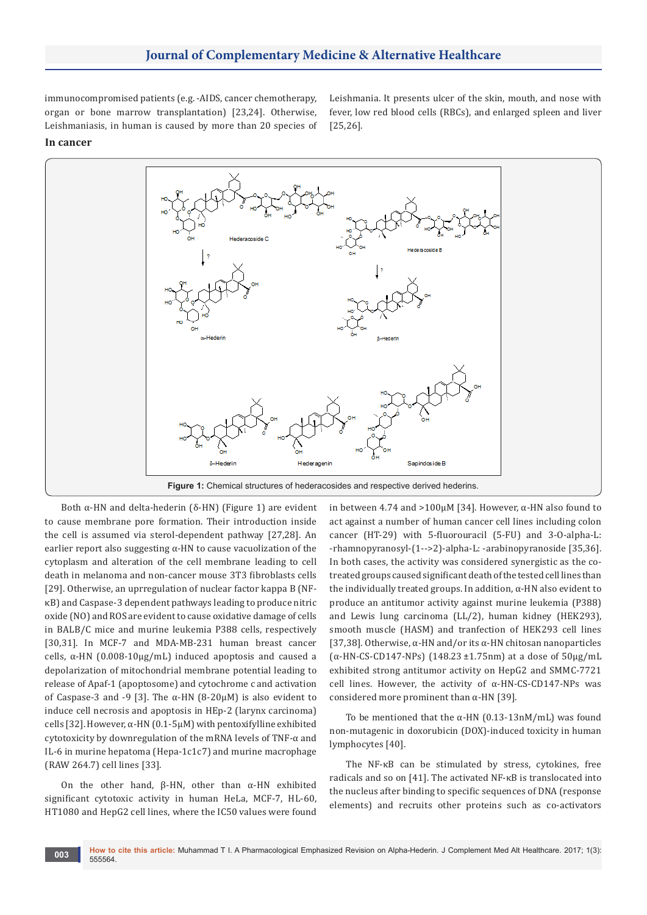immunocompromised patients (e.g. -AIDS, cancer chemotherapy, organ or bone marrow transplantation) [23,24]. Otherwise, Leishmaniasis, in human is caused by more than 20 species of Leishmania. It presents ulcer of the skin, mouth, and nose with fever, low red blood cells (RBCs), and enlarged spleen and liver [25,26].

### In cancer

**Figure 1:** Chemical structures of hederacosides and respective derived hederins.

Both α-HN and delta-hederin (δ-HN) (Figure 1) are evident to cause membrane pore formation. Their introduction inside the cell is assumed via sterol-dependent pathway [27,28]. An earlier report also suggesting α-HN to cause vacuolization of the cytoplasm and alteration of the cell membrane leading to cell death in melanoma and non-cancer mouse 3T3 fibroblasts cells [29]. Otherwise, an uprregulation of nuclear factor kappa B (NF-κB) and Caspase-3 dependent pathways leading to produce nitric oxide (NO) and ROS are evident to cause oxidative damage of cells in BALB/C mice and murine leukemia P388 cells, respectively [30,31]. In MCF-7 and MDA-MB-231 human breast cancer cells, α-HN (0.008-10μg/mL) induced apoptosis and caused a depolarization of mitochondrial membrane potential leading to release of Apaf-1 (apoptosome) and cytochrome c and activation of Caspase-3 and -9 [3]. The α-HN (8-20μM) is also evident to induce cell necrosis and apoptosis in HEp-2 (larynx carcinoma) cells [32]. However, α-HN (0.1-5μM) with pentoxifylline exhibited cytotoxicity by downregulation of the mRNA levels of TNF-α and IL-6 in murine hepatoma (Hepa-1c1c7) and murine macrophage (RAW 264.7) cell lines [33].

On the other hand, β-HN, other than α-HN exhibited significant cytotoxic activity in human HeLa, MCF-7, HL-60, HT1080 and HepG2 cell lines, where the IC50 values were found in between 4.74 and >100μM [34]. However, α-HN also found to act against a number of human cancer cell lines including colon cancer (HT-29) with 5-fluorouracil (5-FU) and 3-O-alpha-L: -rhamnopyranosyl-(1-->2)-alpha-L: -arabinopyranoside [35,36]. In both cases, the activity was considered synergistic as the co-treated groups caused significant death of the tested cell lines than the individually treated groups. In addition, α-HN also evident to produce an antitumor activity against murine leukemia (P388) and Lewis lung carcinoma (LL/2), human kidney (HEK293), smooth muscle (HASM) and tranfection of HEK293 cell lines [37,38]. Otherwise, α-HN and/or its α-HN chitosan nanoparticles (α-HN-CS-CD147-NPs) (148.23 ±1.75nm) at a dose of 50μg/mL exhibited strong antitumor activity on HepG2 and SMMC-7721 cell lines. However, the activity of α-HN-CS-CD147-NPs was considered more prominent than α-HN [39].

To be mentioned that the α-HN (0.13-13nM/mL) was found non-mutagenic in doxorubicin (DOX)-induced toxicity in human lymphocytes [40].

The NF-κB can be stimulated by stress, cytokines, free radicals and so on [41]. The activated NF-κB is translocated into the nucleus after binding to specific sequences of DNA (response elements) and recruits other proteins such as co-activators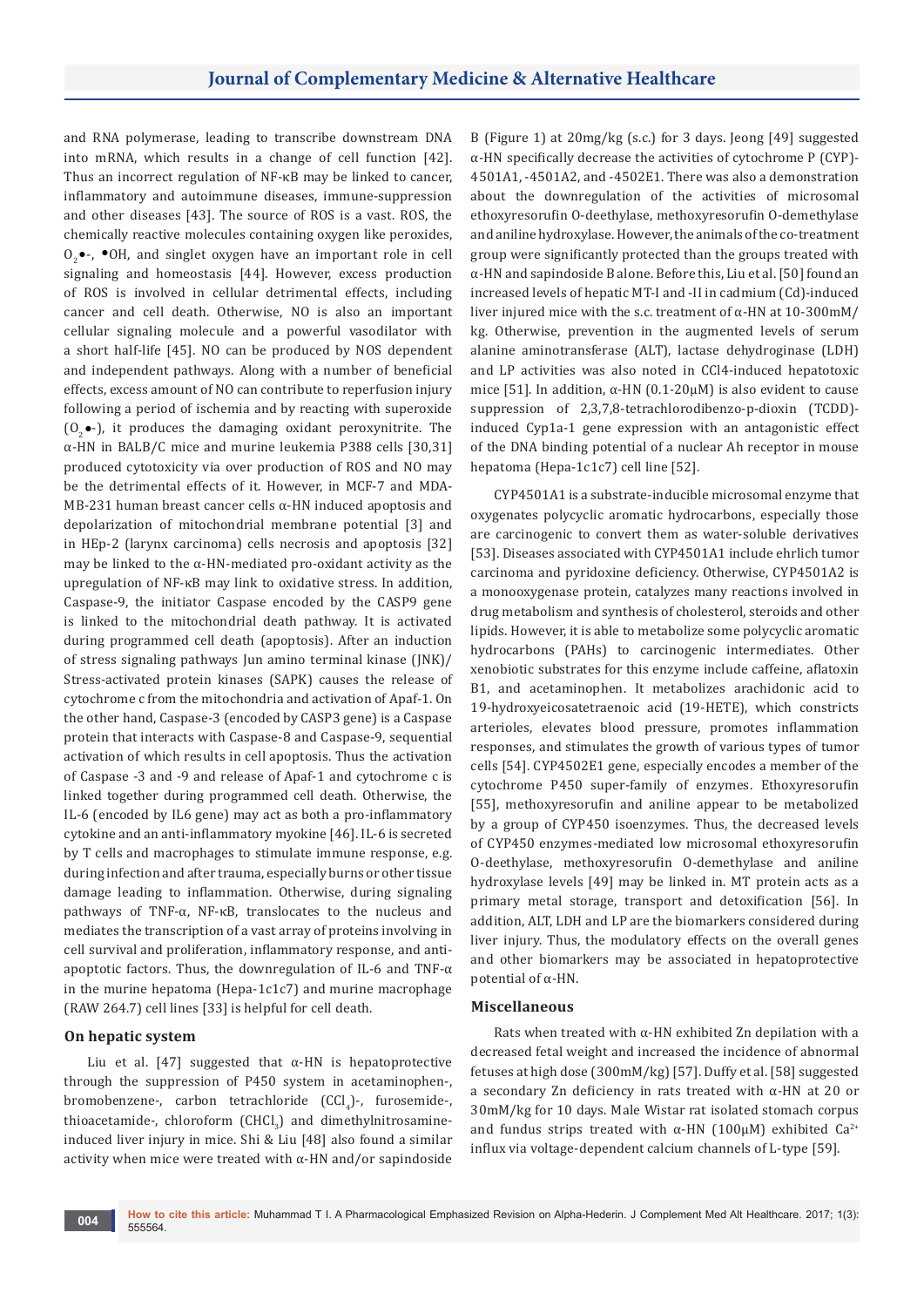and RNA polymerase, leading to transcribe downstream DNA into mRNA, which results in a change of cell function [42]. Thus an incorrect regulation of NF-κB may be linked to cancer, inflammatory and autoimmune diseases, immune-suppression and other diseases [43]. The source of ROS is a vast. ROS, the chemically reactive molecules containing oxygen like peroxides, $O_2$•-, •OH, and singlet oxygen have an important role in cell signaling and homeostasis [44]. However, excess production of ROS is involved in cellular detrimental effects, including cancer and cell death. Otherwise, NO is also an important cellular signaling molecule and a powerful vasodilator with a short half-life [45]. NO can be produced by NOS dependent and independent pathways. Along with a number of beneficial effects, excess amount of NO can contribute to reperfusion injury following a period of ischemia and by reacting with superoxide ($O_2$•-), it produces the damaging oxidant peroxynitrite. The α-HN in BALB/C mice and murine leukemia P388 cells [30,31] produced cytotoxicity via over production of ROS and NO may be the detrimental effects of it. However, in MCF-7 and MDA-MB-231 human breast cancer cells α-HN induced apoptosis and depolarization of mitochondrial membrane potential [3] and in HEp-2 (larynx carcinoma) cells necrosis and apoptosis [32] may be linked to the α-HN-mediated pro-oxidant activity as the upregulation of NF-κB may link to oxidative stress. In addition, Caspase-9, the initiator Caspase encoded by the CASP9 gene is linked to the mitochondrial death pathway. It is activated during programmed cell death (apoptosis). After an induction of stress signaling pathways Jun amino terminal kinase (JNK)/ Stress-activated protein kinases (SAPK) causes the release of cytochrome c from the mitochondria and activation of Apaf-1. On the other hand, Caspase-3 (encoded by CASP3 gene) is a Caspase protein that interacts with Caspase-8 and Caspase-9, sequential activation of which results in cell apoptosis. Thus the activation of Caspase -3 and -9 and release of Apaf-1 and cytochrome c is linked together during programmed cell death. Otherwise, the IL-6 (encoded by IL6 gene) may act as both a pro-inflammatory cytokine and an anti-inflammatory myokine [46]. IL-6 is secreted by T cells and macrophages to stimulate immune response, e.g. during infection and after trauma, especially burns or other tissue damage leading to inflammation. Otherwise, during signaling pathways of TNF-α, NF-κB, translocates to the nucleus and mediates the transcription of a vast array of proteins involving in cell survival and proliferation, inflammatory response, and anti-apoptotic factors. Thus, the downregulation of IL-6 and TNF-α in the murine hepatoma (Hepa-1c1c7) and murine macrophage (RAW 264.7) cell lines [33] is helpful for cell death.

## On hepatic system

Liu et al. [47] suggested that α-HN is hepatoprotective through the suppression of P450 system in acetaminophen-, bromobenzene-, carbon tetrachloride ($CCl_4$)-, furosemide-, thioacetamide-, chloroform ($CHCl_3$) and dimethylnitrosamine-induced liver injury in mice. Shi & Liu [48] also found a similar activity when mice were treated with α-HN and/or sapindoside B (Figure 1) at 20mg/kg (s.c.) for 3 days. Jeong [49] suggested α-HN specifically decrease the activities of cytochrome P (CYP)-4501A1, -4501A2, and -4502E1. There was also a demonstration about the downregulation of the activities of microsomal ethoxyresorufin O-deethylase, methoxyresorufin O-demethylase and aniline hydroxylase. However, the animals of the co-treatment group were significantly protected than the groups treated with α-HN and sapindoside B alone. Before this, Liu et al. [50] found an increased levels of hepatic MT-I and -II in cadmium (Cd)-induced liver injured mice with the s.c. treatment of α-HN at 10-300mM/kg. Otherwise, prevention in the augmented levels of serum alanine aminotransferase (ALT), lactase dehydroginase (LDH) and LP activities was also noted in CCl4-induced hepatotoxic mice [51]. In addition, α-HN (0.1-20μM) is also evident to cause suppression of 2,3,7,8-tetrachlorodibenzo-p-dioxin (TCDD)-induced Cyp1a-1 gene expression with an antagonistic effect of the DNA binding potential of a nuclear Ah receptor in mouse hepatoma (Hepa-1c1c7) cell line [52].

CYP4501A1 is a substrate-inducible microsomal enzyme that oxygenates polycyclic aromatic hydrocarbons, especially those are carcinogenic to convert them as water-soluble derivatives [53]. Diseases associated with CYP4501A1 include ehrlich tumor carcinoma and pyridoxine deficiency. Otherwise, CYP4501A2 is a monooxygenase protein, catalyzes many reactions involved in drug metabolism and synthesis of cholesterol, steroids and other lipids. However, it is able to metabolize some polycyclic aromatic hydrocarbons (PAHs) to carcinogenic intermediates. Other xenobiotic substrates for this enzyme include caffeine, aflatoxin B1, and acetaminophen. It metabolizes arachidonic acid to 19-hydroxyeicosatetraenoic acid (19-HETE), which constricts arterioles, elevates blood pressure, promotes inflammation responses, and stimulates the growth of various types of tumor cells [54]. CYP4502E1 gene, especially encodes a member of the cytochrome P450 super-family of enzymes. Ethoxyresorufin [55], methoxyresorufin and aniline appear to be metabolized by a group of CYP450 isoenzymes. Thus, the decreased levels of CYP450 enzymes-mediated low microsomal ethoxyresorufin O-deethylase, methoxyresorufin O-demethylase and aniline hydroxylase levels [49] may be linked in. MT protein acts as a primary metal storage, transport and detoxification [56]. In addition, ALT, LDH and LP are the biomarkers considered during liver injury. Thus, the modulatory effects on the overall genes and other biomarkers may be associated in hepatoprotective potential of α-HN.

## Miscellaneous

Rats when treated with α-HN exhibited Zn depilation with a decreased fetal weight and increased the incidence of abnormal fetuses at high dose (300mM/kg) [57]. Duffy et al. [58] suggested a secondary Zn deficiency in rats treated with α-HN at 20 or 30mM/kg for 10 days. Male Wistar rat isolated stomach corpus and fundus strips treated with α-HN (100μM) exhibited $Ca^{2+}$ influx via voltage-dependent calcium channels of L-type [59].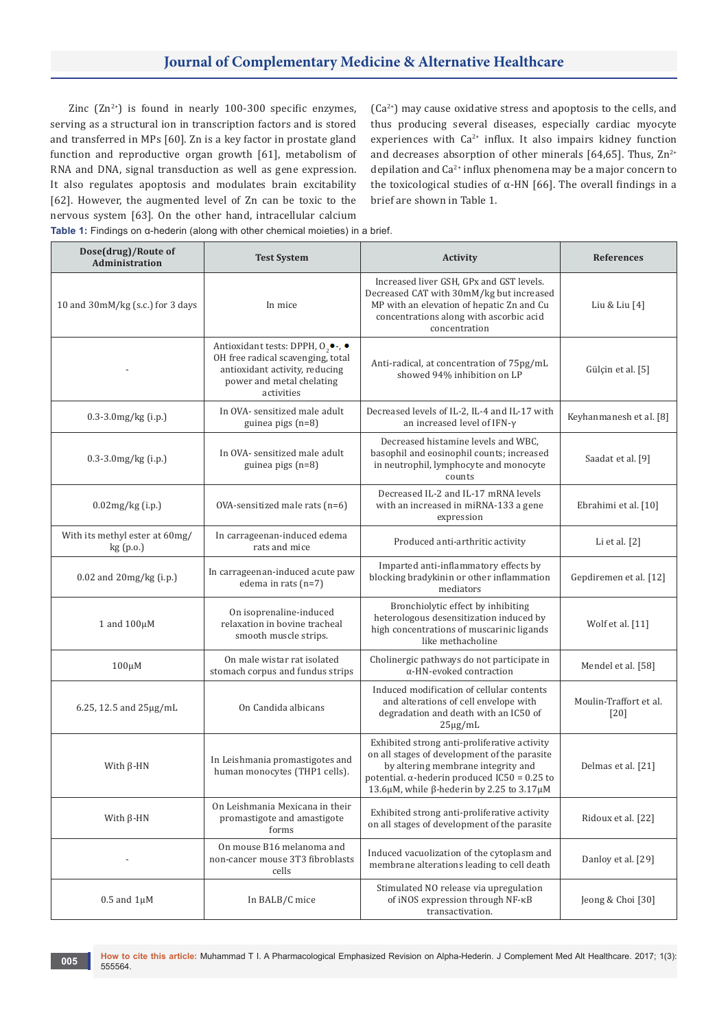Zinc ($Zn^{2+}$) is found in nearly 100-300 specific enzymes, serving as a structural ion in transcription factors and is stored and transferred in MPs [60]. Zn is a key factor in prostate gland function and reproductive organ growth [61], metabolism of RNA and DNA, signal transduction as well as gene expression. It also regulates apoptosis and modulates brain excitability [62]. However, the augmented level of Zn can be toxic to the nervous system [63]. On the other hand, intracellular calcium ($Ca^{2+}$) may cause oxidative stress and apoptosis to the cells, and thus producing several diseases, especially cardiac myocyte experiences with $Ca^{2+}$ influx. It also impairs kidney function and decreases absorption of other minerals [64,65]. Thus, $Zn^{2+}$ depilation and $Ca^{2+}$ influx phenomena may be a major concern to the toxicological studies of α-HN [66]. The overall findings in a brief are shown in Table 1.

**Table 1:** Findings on α-hederin (along with other chemical moieties) in a brief.

| Dose(drug)/Route of Administration | Test System | Activity | References |
|---|---|---|---|
| 10 and 30mM/kg (s.c.) for 3 days | In mice | Increased liver GSH, GPx and GST levels. Decreased CAT with 30mM/kg but increased MP with an elevation of hepatic Zn and Cu concentrations along with ascorbic acid concentration | Liu & Liu [4] |
| - | Antioxidant tests: DPPH, $O_2^{\bullet -}$, $^{\bullet}OH$ free radical scavenging, total antioxidant activity, reducing power and metal chelating activities | Anti-radical, at concentration of 75pg/mL showed 94% inhibition on LP | Gülçin et al. [5] |
| 0.3-3.0mg/kg (i.p.) | In OVA- sensitized male adult guinea pigs (n=8) | Decreased levels of IL-2, IL-4 and IL-17 with an increased level of IFN-γ | Keyhanmanesh et al. [8] |
| 0.3-3.0mg/kg (i.p.) | In OVA- sensitized male adult guinea pigs (n=8) | Decreased histamine levels and WBC, basophil and eosinophil counts; increased in neutrophil, lymphocyte and monocyte counts | Saadat et al. [9] |
| 0.02mg/kg (i.p.) | OVA-sensitized male rats (n=6) | Decreased IL-2 and IL-17 mRNA levels with an increased in miRNA-133 a gene expression | Ebrahimi et al. [10] |
| With its methyl ester at 60mg/kg (p.o.) | In carrageenan-induced edema rats and mice | Produced anti-arthritic activity | Li et al. [2] |
| 0.02 and 20mg/kg (i.p.) | In carrageenan-induced acute paw edema in rats (n=7) | Imparted anti-inflammatory effects by blocking bradykinin or other inflammation mediators | Gepdiremen et al. [12] |
| 1 and 100μM | On isoprenaline-induced relaxation in bovine tracheal smooth muscle strips. | Bronchiolytic effect by inhibiting heterologous desensitization induced by high concentrations of muscarinic ligands like methacholine | Wolf et al. [11] |
| 100μM | On male wistar rat isolated stomach corpus and fundus strips | Cholinergic pathways do not participate in α-HN-evoked contraction | Mendel et al. [58] |
| 6.25, 12.5 and 25μg/mL | On Candida albicans | Induced modification of cellular contents and alterations of cell envelope with degradation and death with an IC50 of 25μg/mL | Moulin-Traffort et al. [20] |
| With β-HN | In Leishmania promastigotes and human monocytes (THP1 cells). | Exhibited strong anti-proliferative activity on all stages of development of the parasite by altering membrane integrity and potential. α-hederin produced IC50 = 0.25 to 13.6μM, while β-hederin by 2.25 to 3.17μM | Delmas et al. [21] |
| With β-HN | On Leishmania Mexicana in their promastigote and amastigote forms | Exhibited strong anti-proliferative activity on all stages of development of the parasite | Ridoux et al. [22] |
| - | On mouse B16 melanoma and non-cancer mouse 3T3 fibroblasts cells | Induced vacuolization of the cytoplasm and membrane alterations leading to cell death | Danloy et al. [29] |
| 0.5 and 1μM | In BALB/C mice | Stimulated NO release via upregulation of iNOS expression through NF-κB transactivation. | Jeong & Choi [30] |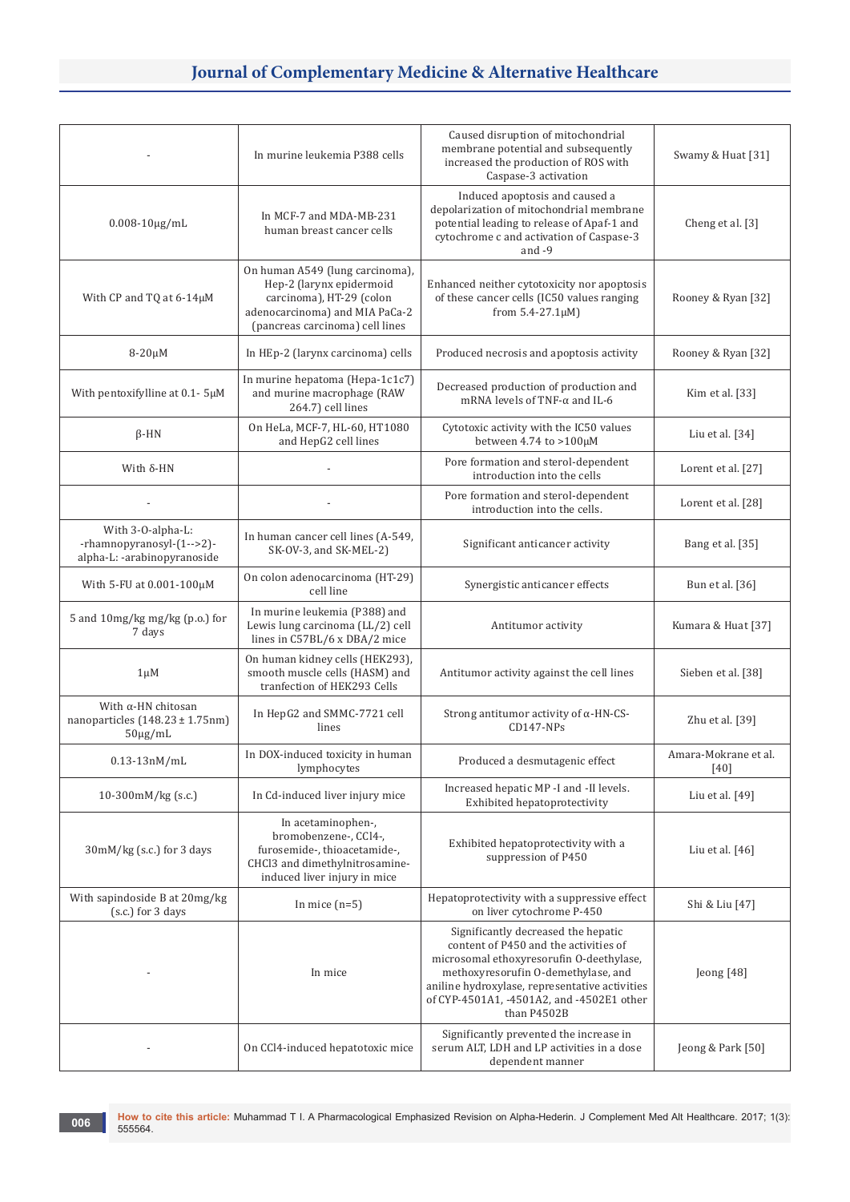| - | In murine leukemia P388 cells | Caused disruption of mitochondrial membrane potential and subsequently increased the production of ROS with Caspase-3 activation | Swamy & Huat [31] |
|---|---|---|---|
| 0.008-10μg/mL | In MCF-7 and MDA-MB-231 human breast cancer cells | Induced apoptosis and caused a depolarization of mitochondrial membrane potential leading to release of Apaf-1 and cytochrome c and activation of Caspase-3 and -9 | Cheng et al. [3] |
| With CP and TQ at 6-14μM | On human A549 (lung carcinoma), Hep-2 (larynx epidermoid carcinoma), HT-29 (colon adenocarcinoma) and MIA PaCa-2 (pancreas carcinoma) cell lines | Enhanced neither cytotoxicity nor apoptosis of these cancer cells (IC50 values ranging from 5.4-27.1μM) | Rooney & Ryan [32] |
| 8-20μM | In HEp-2 (larynx carcinoma) cells | Produced necrosis and apoptosis activity | Rooney & Ryan [32] |
| With pentoxifylline at 0.1- 5μM | In murine hepatoma (Hepa-1c1c7) and murine macrophage (RAW 264.7) cell lines | Decreased production of production and mRNA levels of TNF-α and IL-6 | Kim et al. [33] |
| β-HN | On HeLa, MCF-7, HL-60, HT1080 and HepG2 cell lines | Cytotoxic activity with the IC50 values between 4.74 to >100μM | Liu et al. [34] |
| With δ-HN | - | Pore formation and sterol-dependent introduction into the cells | Lorent et al. [27] |
| - | - | Pore formation and sterol-dependent introduction into the cells. | Lorent et al. [28] |
| With 3-O-alpha-L: -rhamnopyranosyl-(1-->2)-alpha-L: -arabinopyranoside | In human cancer cell lines (A-549, SK-OV-3, and SK-MEL-2) | Significant anticancer activity | Bang et al. [35] |
| With 5-FU at 0.001-100μM | On colon adenocarcinoma (HT-29) cell line | Synergistic anticancer effects | Bun et al. [36] |
| 5 and 10mg/kg mg/kg (p.o.) for 7 days | In murine leukemia (P388) and Lewis lung carcinoma (LL/2) cell lines in C57BL/6 x DBA/2 mice | Antitumor activity | Kumara & Huat [37] |
| 1μM | On human kidney cells (HEK293), smooth muscle cells (HASM) and tranfection of HEK293 Cells | Antitumor activity against the cell lines | Sieben et al. [38] |
| With α-HN chitosan nanoparticles (148.23 ± 1.75nm) 50μg/mL | In HepG2 and SMMC-7721 cell lines | Strong antitumor activity of α-HN-CS-CD147-NPs | Zhu et al. [39] |
| 0.13-13nM/mL | In DOX-induced toxicity in human lymphocytes | Produced a desmutagenic effect | Amara-Mokrane et al. [40] |
| 10-300mM/kg (s.c.) | In Cd-induced liver injury mice | Increased hepatic MP -I and -II levels. Exhibited hepatoprotectivity | Liu et al. [49] |
| 30mM/kg (s.c.) for 3 days | In acetaminophen-, bromobenzene-, CCl4-, furosemide-, thioacetamide-, CHCl3 and dimethylnitrosamine-induced liver injury in mice | Exhibited hepatoprotectivity with a suppression of P450 | Liu et al. [46] |
| With sapindoside B at 20mg/kg (s.c.) for 3 days | In mice (n=5) | Hepatoprotectivity with a suppressive effect on liver cytochrome P-450 | Shi & Liu [47] |
| - | In mice | Significantly decreased the hepatic content of P450 and the activities of microsomal ethoxyresorufin O-deethylase, methoxyresorufin O-demethylase, and aniline hydroxylase, representative activities of CYP-4501A1, -4501A2, and -4502E1 other than P4502B | Jeong [48] |
| - | On CCl4-induced hepatotoxic mice | Significantly prevented the increase in serum ALT, LDH and LP activities in a dose dependent manner | Jeong & Park [50] |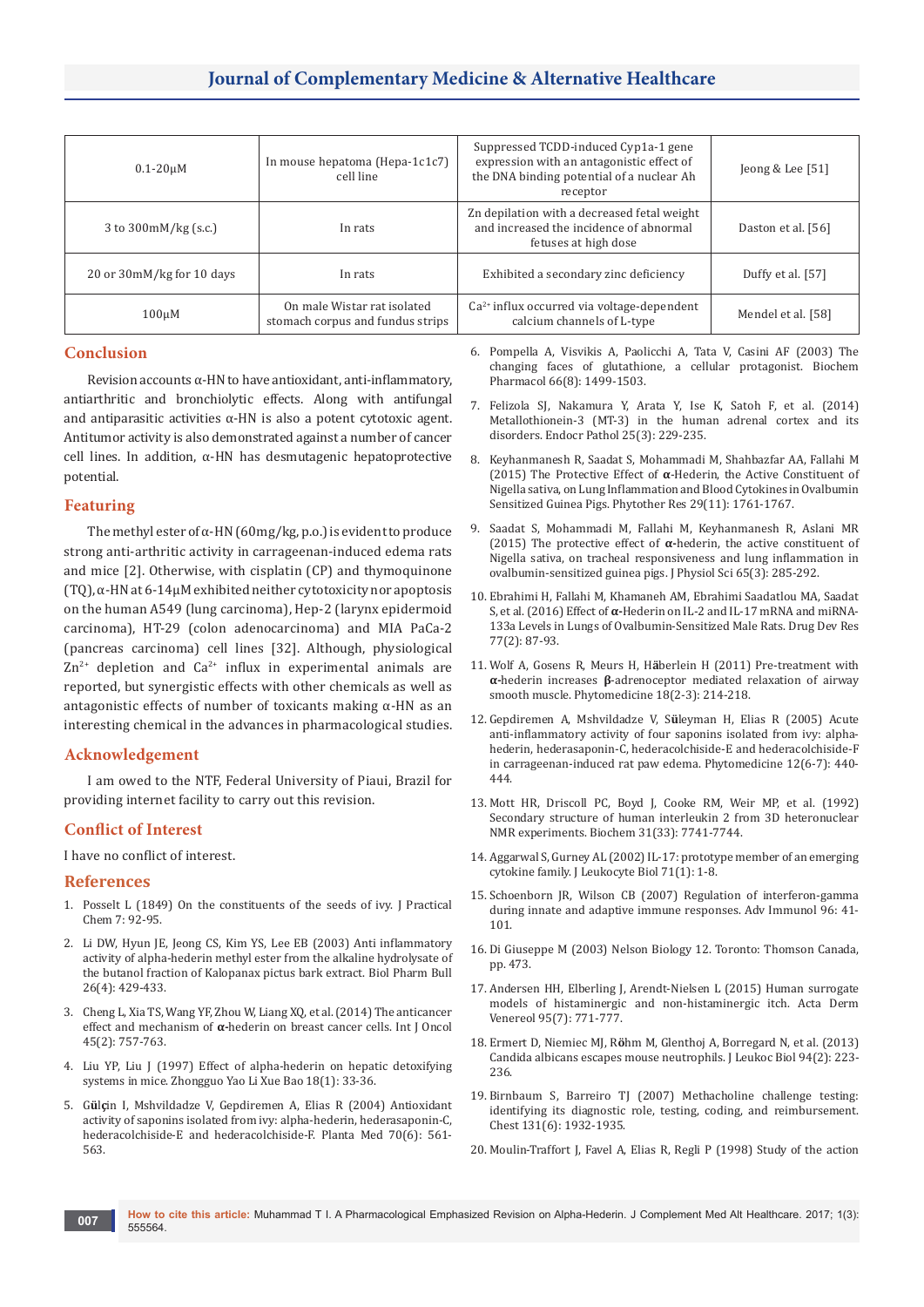| 0.1-20µM | In mouse hepatoma (Hepa-1c1c7) cell line | Suppressed TCDD-induced Cyp1a-1 gene expression with an antagonistic effect of the DNA binding potential of a nuclear Ah receptor | Jeong & Lee [51] |
|---|---|---|---|
| 3 to 300mM/kg (s.c.) | In rats | Zn depilation with a decreased fetal weight and increased the incidence of abnormal fetuses at high dose | Daston et al. [56] |
| 20 or 30mM/kg for 10 days | In rats | Exhibited a secondary zinc deficiency | Duffy et al. [57] |
| 100µM | On male Wistar rat isolated stomach corpus and fundus strips | $Ca^{2+}$ influx occurred via voltage-dependent calcium channels of L-type | Mendel et al. [58] |

## Conclusion

Revision accounts α-HN to have antioxidant, anti-inflammatory, antiarthritic and bronchiolytic effects. Along with antifungal and antiparasitic activities α-HN is also a potent cytotoxic agent. Antitumor activity is also demonstrated against a number of cancer cell lines. In addition, α-HN has desmutagenic hepatoprotective potential.

## Featuring

The methyl ester of α-HN (60mg/kg, p.o.) is evident to produce strong anti-arthritic activity in carrageenan-induced edema rats and mice [2]. Otherwise, with cisplatin (CP) and thymoquinone (TQ), α-HN at 6-14µM exhibited neither cytotoxicity nor apoptosis on the human A549 (lung carcinoma), Hep-2 (larynx epidermoid carcinoma), HT-29 (colon adenocarcinoma) and MIA PaCa-2 (pancreas carcinoma) cell lines [32]. Although, physiological $Zn^{2+}$ depletion and $Ca^{2+}$ influx in experimental animals are reported, but synergistic effects with other chemicals as well as antagonistic effects of number of toxicants making α-HN as an interesting chemical in the advances in pharmacological studies.

## Acknowledgement

I am owed to the NTF, Federal University of Piaui, Brazil for providing internet facility to carry out this revision.

## Conflict of Interest

I have no conflict of interest.

## References

1. Posselt L (1849) On the constituents of the seeds of ivy. J Practical Chem 7: 92-95.
2. Li DW, Hyun JE, Jeong CS, Kim YS, Lee EB (2003) Anti inflammatory activity of alpha-hederin methyl ester from the alkaline hydrolysate of the butanol fraction of Kalopanax pictus bark extract. Biol Pharm Bull 26(4): 429-433.
3. Cheng L, Xia TS, Wang YF, Zhou W, Liang XQ, et al. (2014) The anticancer effect and mechanism of **α**-hederin on breast cancer cells. Int J Oncol 45(2): 757-763.
4. Liu YP, Liu J (1997) Effect of alpha-hederin on hepatic detoxifying systems in mice. Zhongguo Yao Li Xue Bao 18(1): 33-36.
5. G**ü**l**ç**in I, Mshvildadze V, Gepdiremen A, Elias R (2004) Antioxidant activity of saponins isolated from ivy: alpha-hederin, hederasaponin-C, hederacolchiside-E and hederacolchiside-F. Planta Med 70(6): 561-563.
6. Pompella A, Visvikis A, Paolicchi A, Tata V, Casini AF (2003) The changing faces of glutathione, a cellular protagonist. Biochem Pharmacol 66(8): 1499-1503.
7. Felizola SJ, Nakamura Y, Arata Y, Ise K, Satoh F, et al. (2014) Metallothionein-3 (MT-3) in the human adrenal cortex and its disorders. Endocr Pathol 25(3): 229-235.
8. Keyhanmanesh R, Saadat S, Mohammadi M, Shahbazfar AA, Fallahi M (2015) The Protective Effect of **α**-Hederin, the Active Constituent of Nigella sativa, on Lung Inflammation and Blood Cytokines in Ovalbumin Sensitized Guinea Pigs. Phytother Res 29(11): 1761-1767.
9. Saadat S, Mohammadi M, Fallahi M, Keyhanmanesh R, Aslani MR (2015) The protective effect of **α**-hederin, the active constituent of Nigella sativa, on tracheal responsiveness and lung inflammation in ovalbumin-sensitized guinea pigs. J Physiol Sci 65(3): 285-292.
10. Ebrahimi H, Fallahi M, Khamaneh AM, Ebrahimi Saadatlou MA, Saadat S, et al. (2016) Effect of **α**-Hederin on IL-2 and IL-17 mRNA and miRNA-133a Levels in Lungs of Ovalbumin-Sensitized Male Rats. Drug Dev Res 77(2): 87-93.
11. Wolf A, Gosens R, Meurs H, H**ä**berlein H (2011) Pre-treatment with **α**-hederin increases **β**-adrenoceptor mediated relaxation of airway smooth muscle. Phytomedicine 18(2-3): 214-218.
12. Gepdiremen A, Mshvildadze V, S**ü**leyman H, Elias R (2005) Acute anti-inflammatory activity of four saponins isolated from ivy: alpha-hederin, hederasaponin-C, hederacolchiside-E and hederacolchiside-F in carrageenan-induced rat paw edema. Phytomedicine 12(6-7): 440-444.
13. Mott HR, Driscoll PC, Boyd J, Cooke RM, Weir MP, et al. (1992) Secondary structure of human interleukin 2 from 3D heteronuclear NMR experiments. Biochem 31(33): 7741-7744.
14. Aggarwal S, Gurney AL (2002) IL-17: prototype member of an emerging cytokine family. J Leukocyte Biol 71(1): 1-8.
15. Schoenborn JR, Wilson CB (2007) Regulation of interferon-gamma during innate and adaptive immune responses. Adv Immunol 96: 41-101.
16. Di Giuseppe M (2003) Nelson Biology 12. Toronto: Thomson Canada, pp. 473.
17. Andersen HH, Elberling J, Arendt-Nielsen L (2015) Human surrogate models of histaminergic and non-histaminergic itch. Acta Derm Venereol 95(7): 771-777.
18. Ermert D, Niemiec MJ, R**ö**hm M, Glenthoj A, Borregard N, et al. (2013) Candida albicans escapes mouse neutrophils. J Leukoc Biol 94(2): 223-236.
19. Birnbaum S, Barreiro TJ (2007) Methacholine challenge testing: identifying its diagnostic role, testing, coding, and reimbursement. Chest 131(6): 1932-1935.
20. Moulin-Traffort J, Favel A, Elias R, Regli P (1998) Study of the action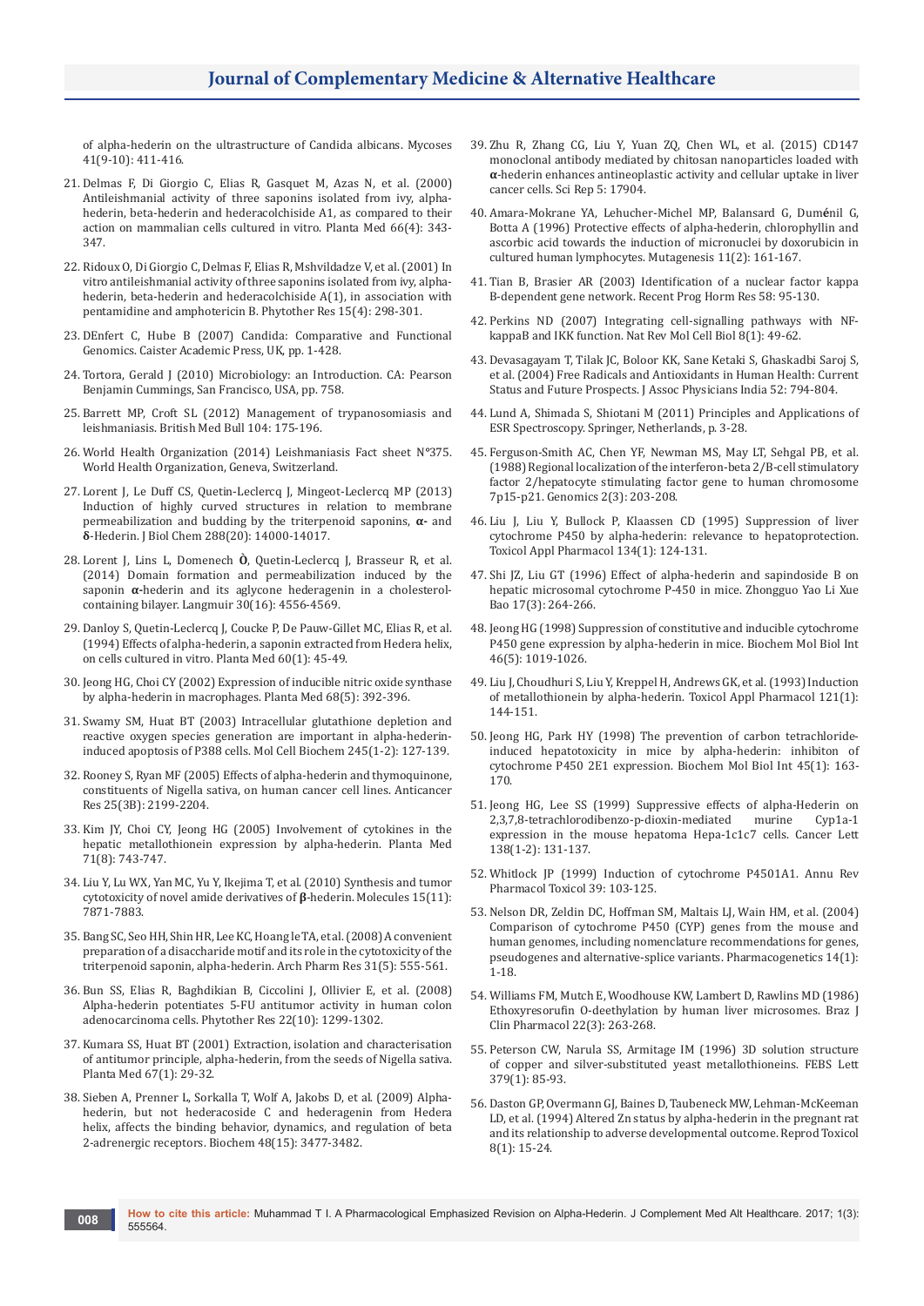of alpha-hederin on the ultrastructure of Candida albicans. Mycoses 41(9-10): 411-416.

21. Delmas F, Di Giorgio C, Elias R, Gasquet M, Azas N, et al. (2000) Antileishmanial activity of three saponins isolated from ivy, alpha-hederin, beta-hederin and hederacolchiside A1, as compared to their action on mammalian cells cultured in vitro. Planta Med 66(4): 343-347.
22. Ridoux O, Di Giorgio C, Delmas F, Elias R, Mshvildadze V, et al. (2001) In vitro antileishmanial activity of three saponins isolated from ivy, alpha-hederin, beta-hederin and hederacolchiside A(1), in association with pentamidine and amphotericin B. Phytother Res 15(4): 298-301.
23. DEnfert C, Hube B (2007) Candida: Comparative and Functional Genomics. Caister Academic Press, UK, pp. 1-428.
24. Tortora, Gerald J (2010) Microbiology: an Introduction. CA: Pearson Benjamin Cummings, San Francisco, USA, pp. 758.
25. Barrett MP, Croft SL (2012) Management of trypanosomiasis and leishmaniasis. British Med Bull 104: 175-196.
26. World Health Organization (2014) Leishmaniasis Fact sheet N°375. World Health Organization, Geneva, Switzerland.
27. Lorent J, Le Duff CS, Quetin-Leclercq J, Mingeot-Leclercq MP (2013) Induction of highly curved structures in relation to membrane permeabilization and budding by the triterpenoid saponins, **α**- and **δ**-Hederin. J Biol Chem 288(20): 14000-14017.
28. Lorent J, Lins L, Domenech **Ò**, Quetin-Leclercq J, Brasseur R, et al. (2014) Domain formation and permeabilization induced by the saponin **α**-hederin and its aglycone hederagenin in a cholesterol-containing bilayer. Langmuir 30(16): 4556-4569.
29. Danloy S, Quetin-Leclercq J, Coucke P, De Pauw-Gillet MC, Elias R, et al. (1994) Effects of alpha-hederin, a saponin extracted from Hedera helix, on cells cultured in vitro. Planta Med 60(1): 45-49.
30. Jeong HG, Choi CY (2002) Expression of inducible nitric oxide synthase by alpha-hederin in macrophages. Planta Med 68(5): 392-396.
31. Swamy SM, Huat BT (2003) Intracellular glutathione depletion and reactive oxygen species generation are important in alpha-hederin-induced apoptosis of P388 cells. Mol Cell Biochem 245(1-2): 127-139.
32. Rooney S, Ryan MF (2005) Effects of alpha-hederin and thymoquinone, constituents of Nigella sativa, on human cancer cell lines. Anticancer Res 25(3B): 2199-2204.
33. Kim JY, Choi CY, Jeong HG (2005) Involvement of cytokines in the hepatic metallothionein expression by alpha-hederin. Planta Med 71(8): 743-747.
34. Liu Y, Lu WX, Yan MC, Yu Y, Ikejima T, et al. (2010) Synthesis and tumor cytotoxicity of novel amide derivatives of **β**-hederin. Molecules 15(11): 7871-7883.
35. Bang SC, Seo HH, Shin HR, Lee KC, Hoang le TA, et al. (2008) A convenient preparation of a disaccharide motif and its role in the cytotoxicity of the triterpenoid saponin, alpha-hederin. Arch Pharm Res 31(5): 555-561.
36. Bun SS, Elias R, Baghdikian B, Ciccolini J, Ollivier E, et al. (2008) Alpha-hederin potentiates 5-FU antitumor activity in human colon adenocarcinoma cells. Phytother Res 22(10): 1299-1302.
37. Kumara SS, Huat BT (2001) Extraction, isolation and characterisation of antitumor principle, alpha-hederin, from the seeds of Nigella sativa. Planta Med 67(1): 29-32.
38. Sieben A, Prenner L, Sorkalla T, Wolf A, Jakobs D, et al. (2009) Alpha-hederin, but not hederacoside C and hederagenin from Hedera helix, affects the binding behavior, dynamics, and regulation of beta 2-adrenergic receptors. Biochem 48(15): 3477-3482.
39. Zhu R, Zhang CG, Liu Y, Yuan ZQ, Chen WL, et al. (2015) CD147 monoclonal antibody mediated by chitosan nanoparticles loaded with **α**-hederin enhances antineoplastic activity and cellular uptake in liver cancer cells. Sci Rep 5: 17904.
40. Amara-Mokrane YA, Lehucher-Michel MP, Balansard G, Duménil G, Botta A (1996) Protective effects of alpha-hederin, chlorophyllin and ascorbic acid towards the induction of micronuclei by doxorubicin in cultured human lymphocytes. Mutagenesis 11(2): 161-167.
41. Tian B, Brasier AR (2003) Identification of a nuclear factor kappa B-dependent gene network. Recent Prog Horm Res 58: 95-130.
42. Perkins ND (2007) Integrating cell-signalling pathways with NF-kappaB and IKK function. Nat Rev Mol Cell Biol 8(1): 49-62.
43. Devasagayam T, Tilak JC, Boloor KK, Sane Ketaki S, Ghaskadbi Saroj S, et al. (2004) Free Radicals and Antioxidants in Human Health: Current Status and Future Prospects. J Assoc Physicians India 52: 794-804.
44. Lund A, Shimada S, Shiotani M (2011) Principles and Applications of ESR Spectroscopy. Springer, Netherlands, p. 3-28.
45. Ferguson-Smith AC, Chen YF, Newman MS, May LT, Sehgal PB, et al. (1988) Regional localization of the interferon-beta 2/B-cell stimulatory factor 2/hepatocyte stimulating factor gene to human chromosome 7p15-p21. Genomics 2(3): 203-208.
46. Liu J, Liu Y, Bullock P, Klaassen CD (1995) Suppression of liver cytochrome P450 by alpha-hederin: relevance to hepatoprotection. Toxicol Appl Pharmacol 134(1): 124-131.
47. Shi JZ, Liu GT (1996) Effect of alpha-hederin and sapindoside B on hepatic microsomal cytochrome P-450 in mice. Zhongguo Yao Li Xue Bao 17(3): 264-266.
48. Jeong HG (1998) Suppression of constitutive and inducible cytochrome P450 gene expression by alpha-hederin in mice. Biochem Mol Biol Int 46(5): 1019-1026.
49. Liu J, Choudhuri S, Liu Y, Kreppel H, Andrews GK, et al. (1993) Induction of metallothionein by alpha-hederin. Toxicol Appl Pharmacol 121(1): 144-151.
50. Jeong HG, Park HY (1998) The prevention of carbon tetrachloride-induced hepatotoxicity in mice by alpha-hederin: inhibiton of cytochrome P450 2E1 expression. Biochem Mol Biol Int 45(1): 163-170.
51. Jeong HG, Lee SS (1999) Suppressive effects of alpha-Hederin on 2,3,7,8-tetrachlorodibenzo-p-dioxin-mediated murine Cyp1a-1 expression in the mouse hepatoma Hepa-1c1c7 cells. Cancer Lett 138(1-2): 131-137.
52. Whitlock JP (1999) Induction of cytochrome P4501A1. Annu Rev Pharmacol Toxicol 39: 103-125.
53. Nelson DR, Zeldin DC, Hoffman SM, Maltais LJ, Wain HM, et al. (2004) Comparison of cytochrome P450 (CYP) genes from the mouse and human genomes, including nomenclature recommendations for genes, pseudogenes and alternative-splice variants. Pharmacogenetics 14(1): 1-18.
54. Williams FM, Mutch E, Woodhouse KW, Lambert D, Rawlins MD (1986) Ethoxyresorufin O-deethylation by human liver microsomes. Braz J Clin Pharmacol 22(3): 263-268.
55. Peterson CW, Narula SS, Armitage IM (1996) 3D solution structure of copper and silver-substituted yeast metallothioneins. FEBS Lett 379(1): 85-93.
56. Daston GP, Overmann GJ, Baines D, Taubeneck MW, Lehman-McKeeman LD, et al. (1994) Altered Zn status by alpha-hederin in the pregnant rat and its relationship to adverse developmental outcome. Reprod Toxicol 8(1): 15-24.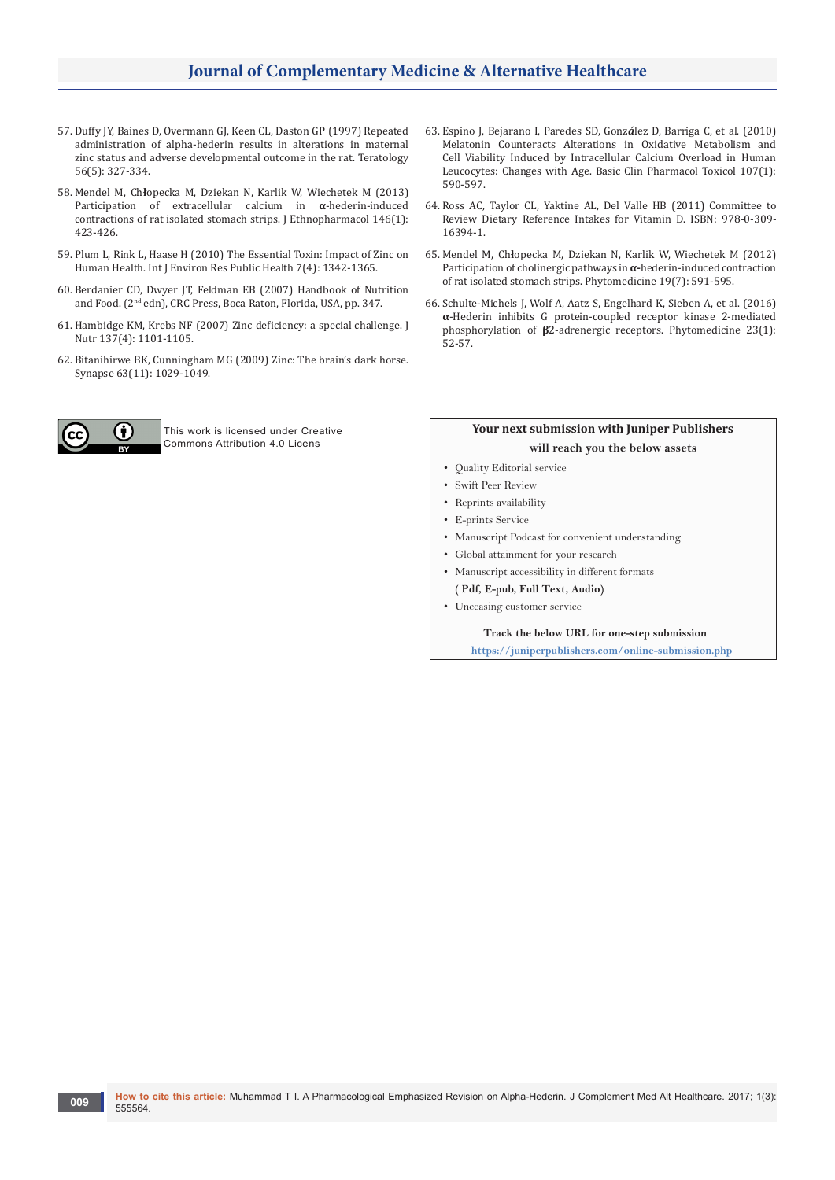57. Duffy JY, Baines D, Overmann GJ, Keen CL, Daston GP (1997) Repeated administration of alpha-hederin results in alterations in maternal zinc status and adverse developmental outcome in the rat. Teratology 56(5): 327-334.

58. Mendel M, Chłopecka M, Dziekan N, Karlik W, Wiechetek M (2013) Participation of extracellular calcium in α-hederin-induced contractions of rat isolated stomach strips. J Ethnopharmacol 146(1): 423-426.

59. Plum L, Rink L, Haase H (2010) The Essential Toxin: Impact of Zinc on Human Health. Int J Environ Res Public Health 7(4): 1342-1365.

60. Berdanier CD, Dwyer JT, Feldman EB (2007) Handbook of Nutrition and Food. (2nd edn), CRC Press, Boca Raton, Florida, USA, pp. 347.

61. Hambidge KM, Krebs NF (2007) Zinc deficiency: a special challenge. J Nutr 137(4): 1101-1105.

62. Bitanihirwe BK, Cunningham MG (2009) Zinc: The brain's dark horse. Synapse 63(11): 1029-1049.

63. Espino J, Bejarano I, Paredes SD, González D, Barriga C, et al. (2010) Melatonin Counteracts Alterations in Oxidative Metabolism and Cell Viability Induced by Intracellular Calcium Overload in Human Leucocytes: Changes with Age. Basic Clin Pharmacol Toxicol 107(1): 590-597.

64. Ross AC, Taylor CL, Yaktine AL, Del Valle HB (2011) Committee to Review Dietary Reference Intakes for Vitamin D. ISBN: 978-0-309-16394-1.

65. Mendel M, Chłopecka M, Dziekan N, Karlik W, Wiechetek M (2012) Participation of cholinergic pathways in α-hederin-induced contraction of rat isolated stomach strips. Phytomedicine 19(7): 591-595.

66. Schulte-Michels J, Wolf A, Aatz S, Engelhard K, Sieben A, et al. (2016) α-Hederin inhibits G protein-coupled receptor kinase 2-mediated phosphorylation of β2-adrenergic receptors. Phytomedicine 23(1): 52-57.

This work is licensed under Creative Commons Attribution 4.0 Licens

**Your next submission with Juniper Publishers will reach you the below assets**

- Quality Editorial service
- Swift Peer Review
- Reprints availability
- E-prints Service
- Manuscript Podcast for convenient understanding
- Global attainment for your research
- Manuscript accessibility in different formats
  **( Pdf, E-pub, Full Text, Audio)**
- Unceasing customer service

**Track the below URL for one-step submission**

https://juniperpublishers.com/online-submission.php

**How to cite this article:** Muhammad T I. A Pharmacological Emphasized Revision on Alpha-Hederin. J Complement Med Alt Healthcare. 2017; 1(3): 555564.